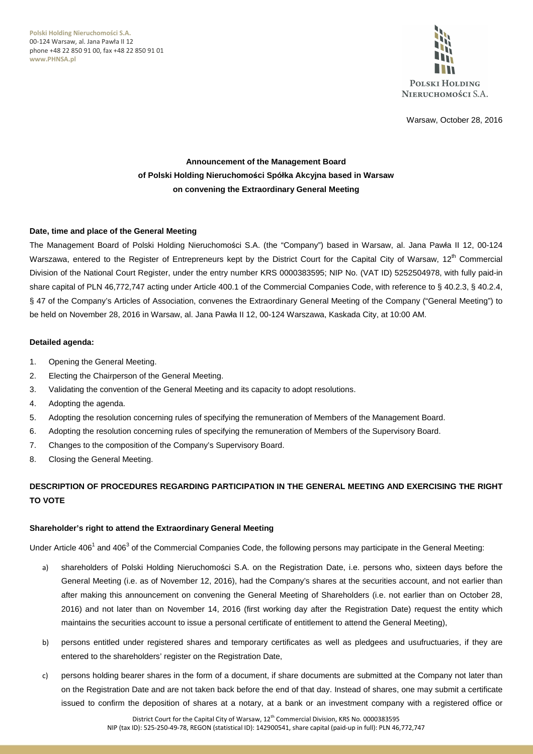Polski Holding Nieruchomości S.A.
00-124 Warsaw, al. Jana Pawła II 12
phone +48 22 850 91 00, fax +48 22 850 91 01
www.PHNSA.pl

POLSKI HOLDING NIERUCHOMOŚCI S.A.

Warsaw, October 28, 2016

**Announcement of the Management Board**
**of Polski Holding Nieruchomości Spółka Akcyjna based in Warsaw**
**on convening the Extraordinary General Meeting**

**Date, time and place of the General Meeting**

The Management Board of Polski Holding Nieruchomości S.A. (the "Company") based in Warsaw, al. Jana Pawła II 12, 00-124 Warszawa, entered to the Register of Entrepreneurs kept by the District Court for the Capital City of Warsaw, 12th Commercial Division of the National Court Register, under the entry number KRS 0000383595; NIP No. (VAT ID) 5252504978, with fully paid-in share capital of PLN 46,772,747 acting under Article 400.1 of the Commercial Companies Code, with reference to § 40.2.3, § 40.2.4, § 47 of the Company's Articles of Association, convenes the Extraordinary General Meeting of the Company ("General Meeting") to be held on November 28, 2016 in Warsaw, al. Jana Pawła II 12, 00-124 Warszawa, Kaskada City, at 10:00 AM.

**Detailed agenda:**

1. Opening the General Meeting.
2. Electing the Chairperson of the General Meeting.
3. Validating the convention of the General Meeting and its capacity to adopt resolutions.
4. Adopting the agenda.
5. Adopting the resolution concerning rules of specifying the remuneration of Members of the Management Board.
6. Adopting the resolution concerning rules of specifying the remuneration of Members of the Supervisory Board.
7. Changes to the composition of the Company's Supervisory Board.
8. Closing the General Meeting.

**DESCRIPTION OF PROCEDURES REGARDING PARTICIPATION IN THE GENERAL MEETING AND EXERCISING THE RIGHT TO VOTE**

**Shareholder's right to attend the Extraordinary General Meeting**

Under Article 406[1] and 406[3] of the Commercial Companies Code, the following persons may participate in the General Meeting:

a) shareholders of Polski Holding Nieruchomości S.A. on the Registration Date, i.e. persons who, sixteen days before the General Meeting (i.e. as of November 12, 2016), had the Company's shares at the securities account, and not earlier than after making this announcement on convening the General Meeting of Shareholders (i.e. not earlier than on October 28, 2016) and not later than on November 14, 2016 (first working day after the Registration Date) request the entity which maintains the securities account to issue a personal certificate of entitlement to attend the General Meeting),

b) persons entitled under registered shares and temporary certificates as well as pledgees and usufructuaries, if they are entered to the shareholders' register on the Registration Date,

c) persons holding bearer shares in the form of a document, if share documents are submitted at the Company not later than on the Registration Date and are not taken back before the end of that day. Instead of shares, one may submit a certificate issued to confirm the deposition of shares at a notary, at a bank or an investment company with a registered office or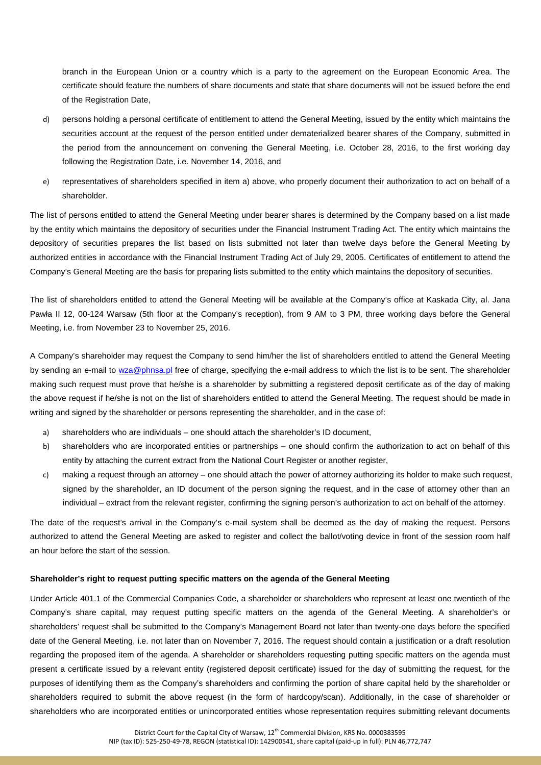branch in the European Union or a country which is a party to the agreement on the European Economic Area. The certificate should feature the numbers of share documents and state that share documents will not be issued before the end of the Registration Date,

d) persons holding a personal certificate of entitlement to attend the General Meeting, issued by the entity which maintains the securities account at the request of the person entitled under dematerialized bearer shares of the Company, submitted in the period from the announcement on convening the General Meeting, i.e. October 28, 2016, to the first working day following the Registration Date, i.e. November 14, 2016, and

e) representatives of shareholders specified in item a) above, who properly document their authorization to act on behalf of a shareholder.

The list of persons entitled to attend the General Meeting under bearer shares is determined by the Company based on a list made by the entity which maintains the depository of securities under the Financial Instrument Trading Act. The entity which maintains the depository of securities prepares the list based on lists submitted not later than twelve days before the General Meeting by authorized entities in accordance with the Financial Instrument Trading Act of July 29, 2005. Certificates of entitlement to attend the Company's General Meeting are the basis for preparing lists submitted to the entity which maintains the depository of securities.

The list of shareholders entitled to attend the General Meeting will be available at the Company's office at Kaskada City, al. Jana Pawła II 12, 00-124 Warsaw (5th floor at the Company's reception), from 9 AM to 3 PM, three working days before the General Meeting, i.e. from November 23 to November 25, 2016.

A Company's shareholder may request the Company to send him/her the list of shareholders entitled to attend the General Meeting by sending an e-mail to wza@phnsa.pl free of charge, specifying the e-mail address to which the list is to be sent. The shareholder making such request must prove that he/she is a shareholder by submitting a registered deposit certificate as of the day of making the above request if he/she is not on the list of shareholders entitled to attend the General Meeting. The request should be made in writing and signed by the shareholder or persons representing the shareholder, and in the case of:

a) shareholders who are individuals – one should attach the shareholder's ID document,
b) shareholders who are incorporated entities or partnerships – one should confirm the authorization to act on behalf of this entity by attaching the current extract from the National Court Register or another register,
c) making a request through an attorney – one should attach the power of attorney authorizing its holder to make such request, signed by the shareholder, an ID document of the person signing the request, and in the case of attorney other than an individual – extract from the relevant register, confirming the signing person's authorization to act on behalf of the attorney.

The date of the request's arrival in the Company's e-mail system shall be deemed as the day of making the request. Persons authorized to attend the General Meeting are asked to register and collect the ballot/voting device in front of the session room half an hour before the start of the session.

**Shareholder's right to request putting specific matters on the agenda of the General Meeting**

Under Article 401.1 of the Commercial Companies Code, a shareholder or shareholders who represent at least one twentieth of the Company's share capital, may request putting specific matters on the agenda of the General Meeting. A shareholder's or shareholders' request shall be submitted to the Company's Management Board not later than twenty-one days before the specified date of the General Meeting, i.e. not later than on November 7, 2016. The request should contain a justification or a draft resolution regarding the proposed item of the agenda. A shareholder or shareholders requesting putting specific matters on the agenda must present a certificate issued by a relevant entity (registered deposit certificate) issued for the day of submitting the request, for the purposes of identifying them as the Company's shareholders and confirming the portion of share capital held by the shareholder or shareholders required to submit the above request (in the form of hardcopy/scan). Additionally, in the case of shareholder or shareholders who are incorporated entities or unincorporated entities whose representation requires submitting relevant documents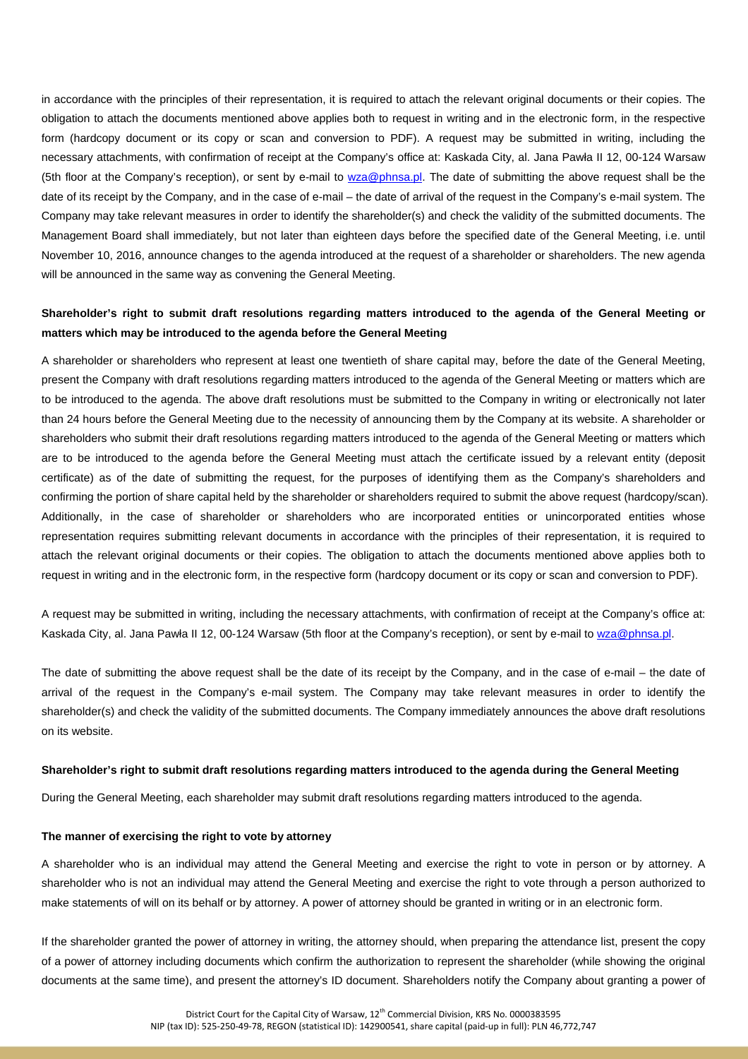in accordance with the principles of their representation, it is required to attach the relevant original documents or their copies. The obligation to attach the documents mentioned above applies both to request in writing and in the electronic form, in the respective form (hardcopy document or its copy or scan and conversion to PDF). A request may be submitted in writing, including the necessary attachments, with confirmation of receipt at the Company's office at: Kaskada City, al. Jana Pawła II 12, 00-124 Warsaw (5th floor at the Company's reception), or sent by e-mail to wza@phnsa.pl. The date of submitting the above request shall be the date of its receipt by the Company, and in the case of e-mail – the date of arrival of the request in the Company's e-mail system. The Company may take relevant measures in order to identify the shareholder(s) and check the validity of the submitted documents. The Management Board shall immediately, but not later than eighteen days before the specified date of the General Meeting, i.e. until November 10, 2016, announce changes to the agenda introduced at the request of a shareholder or shareholders. The new agenda will be announced in the same way as convening the General Meeting.

**Shareholder's right to submit draft resolutions regarding matters introduced to the agenda of the General Meeting or matters which may be introduced to the agenda before the General Meeting**

A shareholder or shareholders who represent at least one twentieth of share capital may, before the date of the General Meeting, present the Company with draft resolutions regarding matters introduced to the agenda of the General Meeting or matters which are to be introduced to the agenda. The above draft resolutions must be submitted to the Company in writing or electronically not later than 24 hours before the General Meeting due to the necessity of announcing them by the Company at its website. A shareholder or shareholders who submit their draft resolutions regarding matters introduced to the agenda of the General Meeting or matters which are to be introduced to the agenda before the General Meeting must attach the certificate issued by a relevant entity (deposit certificate) as of the date of submitting the request, for the purposes of identifying them as the Company's shareholders and confirming the portion of share capital held by the shareholder or shareholders required to submit the above request (hardcopy/scan). Additionally, in the case of shareholder or shareholders who are incorporated entities or unincorporated entities whose representation requires submitting relevant documents in accordance with the principles of their representation, it is required to attach the relevant original documents or their copies. The obligation to attach the documents mentioned above applies both to request in writing and in the electronic form, in the respective form (hardcopy document or its copy or scan and conversion to PDF).

A request may be submitted in writing, including the necessary attachments, with confirmation of receipt at the Company's office at: Kaskada City, al. Jana Pawła II 12, 00-124 Warsaw (5th floor at the Company's reception), or sent by e-mail to wza@phnsa.pl.

The date of submitting the above request shall be the date of its receipt by the Company, and in the case of e-mail – the date of arrival of the request in the Company's e-mail system. The Company may take relevant measures in order to identify the shareholder(s) and check the validity of the submitted documents. The Company immediately announces the above draft resolutions on its website.

**Shareholder's right to submit draft resolutions regarding matters introduced to the agenda during the General Meeting**

During the General Meeting, each shareholder may submit draft resolutions regarding matters introduced to the agenda.

**The manner of exercising the right to vote by attorney**

A shareholder who is an individual may attend the General Meeting and exercise the right to vote in person or by attorney. A shareholder who is not an individual may attend the General Meeting and exercise the right to vote through a person authorized to make statements of will on its behalf or by attorney. A power of attorney should be granted in writing or in an electronic form.

If the shareholder granted the power of attorney in writing, the attorney should, when preparing the attendance list, present the copy of a power of attorney including documents which confirm the authorization to represent the shareholder (while showing the original documents at the same time), and present the attorney's ID document. Shareholders notify the Company about granting a power of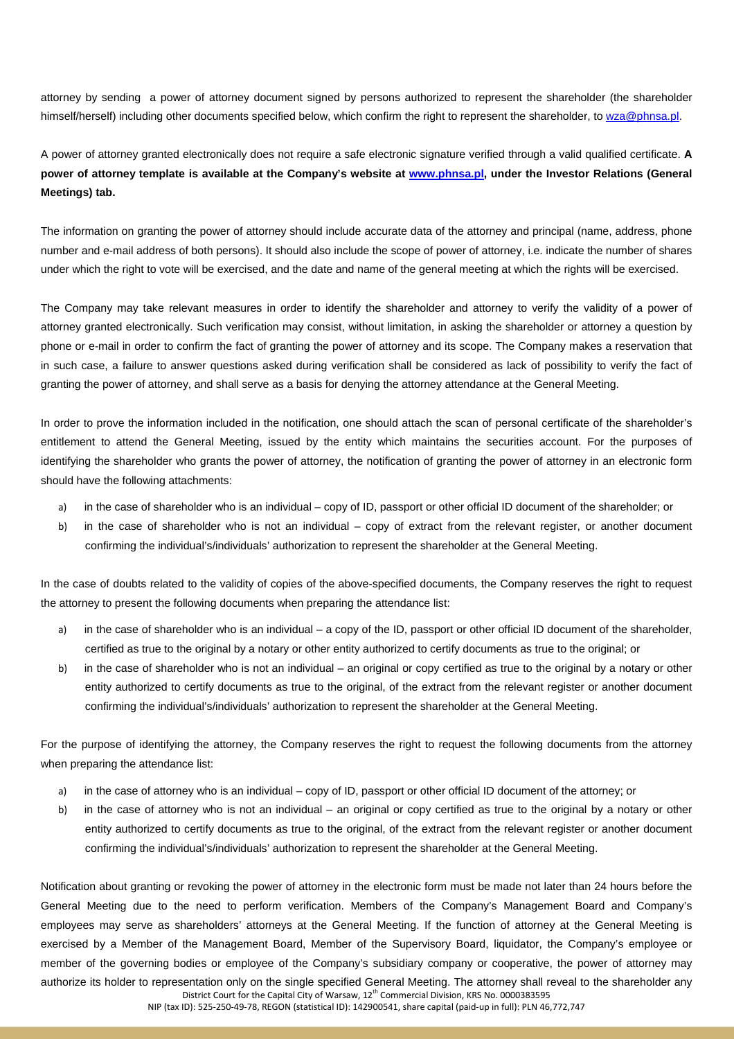attorney by sending a power of attorney document signed by persons authorized to represent the shareholder (the shareholder himself/herself) including other documents specified below, which confirm the right to represent the shareholder, to wza@phnsa.pl.

A power of attorney granted electronically does not require a safe electronic signature verified through a valid qualified certificate. **A power of attorney template is available at the Company's website at www.phnsa.pl, under the Investor Relations (General Meetings) tab.**

The information on granting the power of attorney should include accurate data of the attorney and principal (name, address, phone number and e-mail address of both persons). It should also include the scope of power of attorney, i.e. indicate the number of shares under which the right to vote will be exercised, and the date and name of the general meeting at which the rights will be exercised.

The Company may take relevant measures in order to identify the shareholder and attorney to verify the validity of a power of attorney granted electronically. Such verification may consist, without limitation, in asking the shareholder or attorney a question by phone or e-mail in order to confirm the fact of granting the power of attorney and its scope. The Company makes a reservation that in such case, a failure to answer questions asked during verification shall be considered as lack of possibility to verify the fact of granting the power of attorney, and shall serve as a basis for denying the attorney attendance at the General Meeting.

In order to prove the information included in the notification, one should attach the scan of personal certificate of the shareholder's entitlement to attend the General Meeting, issued by the entity which maintains the securities account. For the purposes of identifying the shareholder who grants the power of attorney, the notification of granting the power of attorney in an electronic form should have the following attachments:

a) in the case of shareholder who is an individual – copy of ID, passport or other official ID document of the shareholder; or
b) in the case of shareholder who is not an individual – copy of extract from the relevant register, or another document confirming the individual's/individuals' authorization to represent the shareholder at the General Meeting.

In the case of doubts related to the validity of copies of the above-specified documents, the Company reserves the right to request the attorney to present the following documents when preparing the attendance list:

a) in the case of shareholder who is an individual – a copy of the ID, passport or other official ID document of the shareholder, certified as true to the original by a notary or other entity authorized to certify documents as true to the original; or
b) in the case of shareholder who is not an individual – an original or copy certified as true to the original by a notary or other entity authorized to certify documents as true to the original, of the extract from the relevant register or another document confirming the individual's/individuals' authorization to represent the shareholder at the General Meeting.

For the purpose of identifying the attorney, the Company reserves the right to request the following documents from the attorney when preparing the attendance list:

a) in the case of attorney who is an individual – copy of ID, passport or other official ID document of the attorney; or
b) in the case of attorney who is not an individual – an original or copy certified as true to the original by a notary or other entity authorized to certify documents as true to the original, of the extract from the relevant register or another document confirming the individual's/individuals' authorization to represent the shareholder at the General Meeting.

Notification about granting or revoking the power of attorney in the electronic form must be made not later than 24 hours before the General Meeting due to the need to perform verification. Members of the Company's Management Board and Company's employees may serve as shareholders' attorneys at the General Meeting. If the function of attorney at the General Meeting is exercised by a Member of the Management Board, Member of the Supervisory Board, liquidator, the Company's employee or member of the governing bodies or employee of the Company's subsidiary company or cooperative, the power of attorney may authorize its holder to representation only on the single specified General Meeting. The attorney shall reveal to the shareholder any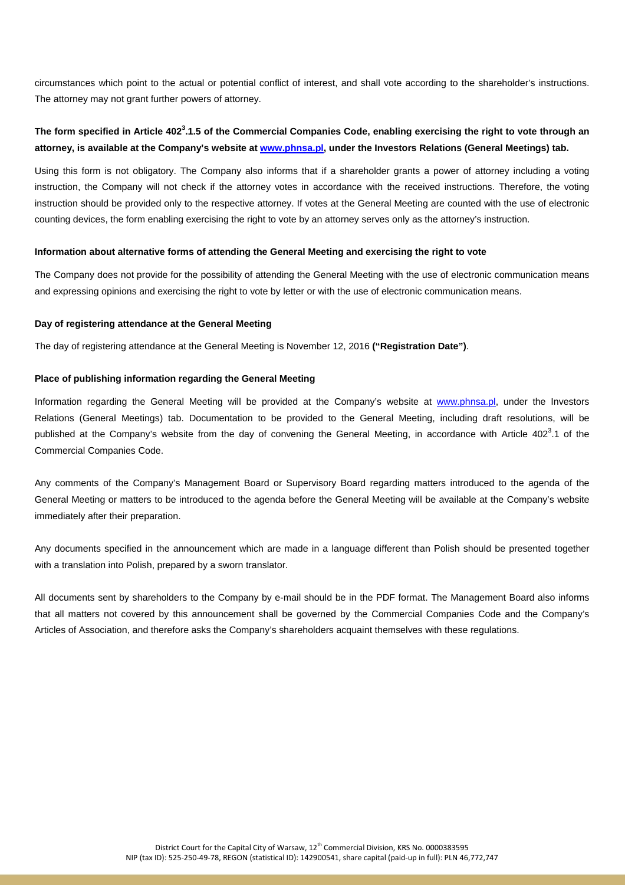circumstances which point to the actual or potential conflict of interest, and shall vote according to the shareholder's instructions. The attorney may not grant further powers of attorney.

**The form specified in Article 402$^3$.1.5 of the Commercial Companies Code, enabling exercising the right to vote through an attorney, is available at the Company's website at [www.phnsa.pl](http://www.phnsa.pl), under the Investors Relations (General Meetings) tab.**

Using this form is not obligatory. The Company also informs that if a shareholder grants a power of attorney including a voting instruction, the Company will not check if the attorney votes in accordance with the received instructions. Therefore, the voting instruction should be provided only to the respective attorney. If votes at the General Meeting are counted with the use of electronic counting devices, the form enabling exercising the right to vote by an attorney serves only as the attorney's instruction.

**Information about alternative forms of attending the General Meeting and exercising the right to vote**

The Company does not provide for the possibility of attending the General Meeting with the use of electronic communication means and expressing opinions and exercising the right to vote by letter or with the use of electronic communication means.

**Day of registering attendance at the General Meeting**

The day of registering attendance at the General Meeting is November 12, 2016 **("Registration Date")**.

**Place of publishing information regarding the General Meeting**

Information regarding the General Meeting will be provided at the Company's website at [www.phnsa.pl](http://www.phnsa.pl), under the Investors Relations (General Meetings) tab. Documentation to be provided to the General Meeting, including draft resolutions, will be published at the Company's website from the day of convening the General Meeting, in accordance with Article 402$^3$.1 of the Commercial Companies Code.

Any comments of the Company's Management Board or Supervisory Board regarding matters introduced to the agenda of the General Meeting or matters to be introduced to the agenda before the General Meeting will be available at the Company's website immediately after their preparation.

Any documents specified in the announcement which are made in a language different than Polish should be presented together with a translation into Polish, prepared by a sworn translator.

All documents sent by shareholders to the Company by e-mail should be in the PDF format. The Management Board also informs that all matters not covered by this announcement shall be governed by the Commercial Companies Code and the Company's Articles of Association, and therefore asks the Company's shareholders acquaint themselves with these regulations.